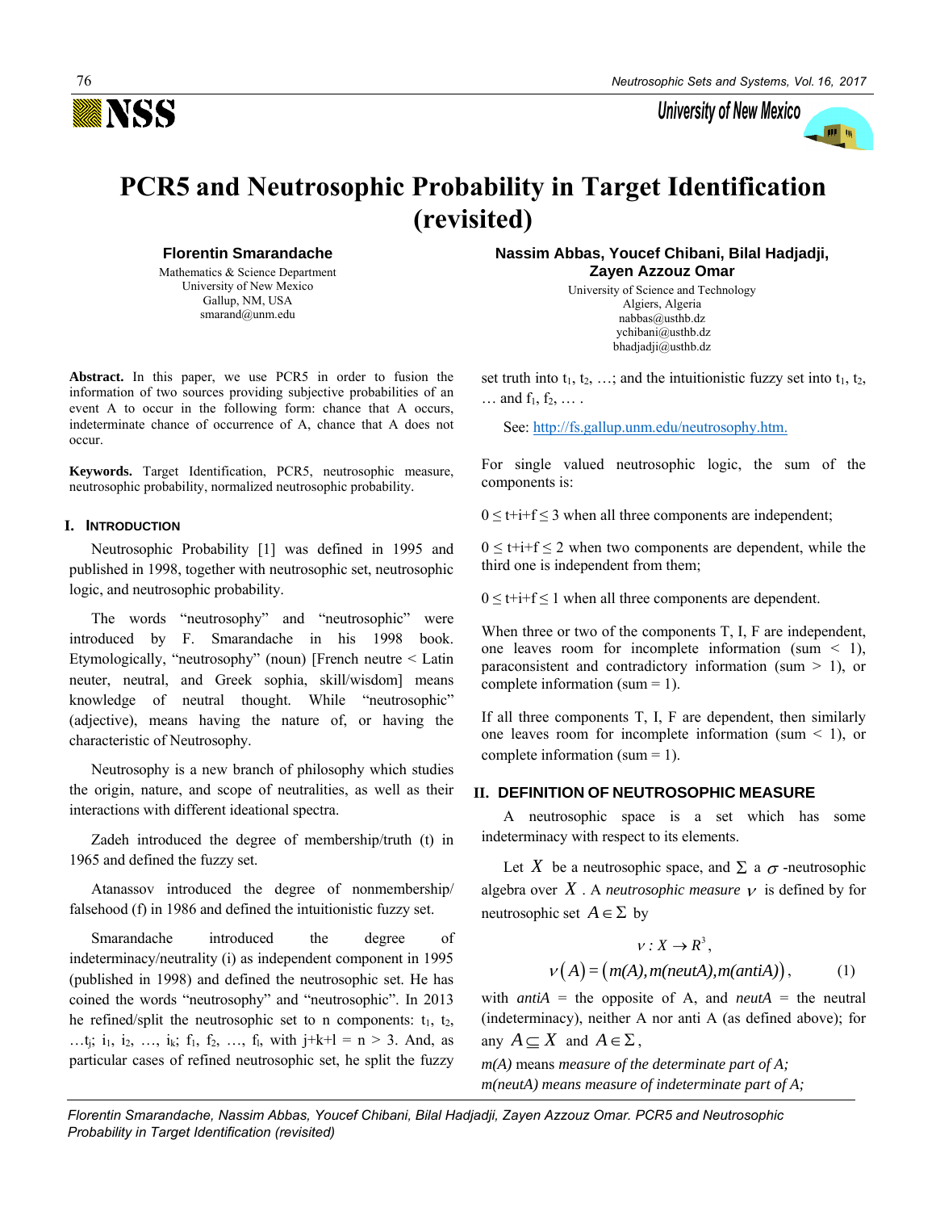# PCR5 and Neutrosophic Probability in Target Identification (revisited)

**Florentin Smarandache**
Mathematics & Science Department
University of New Mexico
Gallup, NM, USA
smarand@unm.edu

**Nassim Abbas, Youcef Chibani, Bilal Hadjadji, Zayen Azzouz Omar**
University of Science and Technology
Algiers, Algeria
nabbas@usthb.dz
ychibani@usthb.dz
bhadjadji@usthb.dz

**Abstract.** In this paper, we use PCR5 in order to fusion the information of two sources providing subjective probabilities of an event A to occur in the following form: chance that A occurs, indeterminate chance of occurrence of A, chance that A does not occur.

**Keywords.** Target Identification, PCR5, neutrosophic measure, neutrosophic probability, normalized neutrosophic probability.

## I. Introduction

Neutrosophic Probability [1] was defined in 1995 and published in 1998, together with neutrosophic set, neutrosophic logic, and neutrosophic probability.

The words "neutrosophy" and "neutrosophic" were introduced by F. Smarandache in his 1998 book. Etymologically, "neutrosophy" (noun) [French neutre < Latin neuter, neutral, and Greek sophia, skill/wisdom] means knowledge of neutral thought. While "neutrosophic" (adjective), means having the nature of, or having the characteristic of Neutrosophy.

Neutrosophy is a new branch of philosophy which studies the origin, nature, and scope of neutralities, as well as their interactions with different ideational spectra.

Zadeh introduced the degree of membership/truth (t) in 1965 and defined the fuzzy set.

Atanassov introduced the degree of nonmembership/falsehood (f) in 1986 and defined the intuitionistic fuzzy set.

Smarandache introduced the degree of indeterminacy/neutrality (i) as independent component in 1995 (published in 1998) and defined the neutrosophic set. He has coined the words "neutrosophy" and "neutrosophic". In 2013 he refined/split the neutrosophic set to n components: $t_1$, $t_2$, …$t_j$; $i_1$, $i_2$, …, $i_k$; $f_1$, $f_2$, …, $f_l$, with $j+k+l = n > 3$. And, as particular cases of refined neutrosophic set, he split the fuzzy set truth into $t_1$, $t_2$, …; and the intuitionistic fuzzy set into $t_1$, $t_2$, … and $f_1$, $f_2$, … .

See: http://fs.gallup.unm.edu/neutrosophy.htm.

For single valued neutrosophic logic, the sum of the components is:

$0 \le t+i+f \le 3$ when all three components are independent;

$0 \le t+i+f \le 2$ when two components are dependent, while the third one is independent from them;

$0 \le t+i+f \le 1$ when all three components are dependent.

When three or two of the components T, I, F are independent, one leaves room for incomplete information (sum < 1), paraconsistent and contradictory information (sum > 1), or complete information (sum = 1).

If all three components T, I, F are dependent, then similarly one leaves room for incomplete information (sum < 1), or complete information (sum = 1).

## II. Definition of Neutrosophic Measure

A neutrosophic space is a set which has some indeterminacy with respect to its elements.

Let $X$ be a neutrosophic space, and $\Sigma$ a $\sigma$-neutrosophic algebra over $X$. A *neutrosophic measure* $\nu$ is defined by for neutrosophic set $A \in \Sigma$ by

$$\nu : X \to R^3,$$

$$\nu(A) = (m(A), m(neutA), m(antiA)), \qquad (1)$$

with *antiA* = the opposite of A, and *neutA* = the neutral (indeterminacy), neither A nor anti A (as defined above); for any $A \subseteq X$ and $A \in \Sigma$,

*m(A)* means *measure of the determinate part of A;*
*m(neutA) means measure of indeterminate part of A;*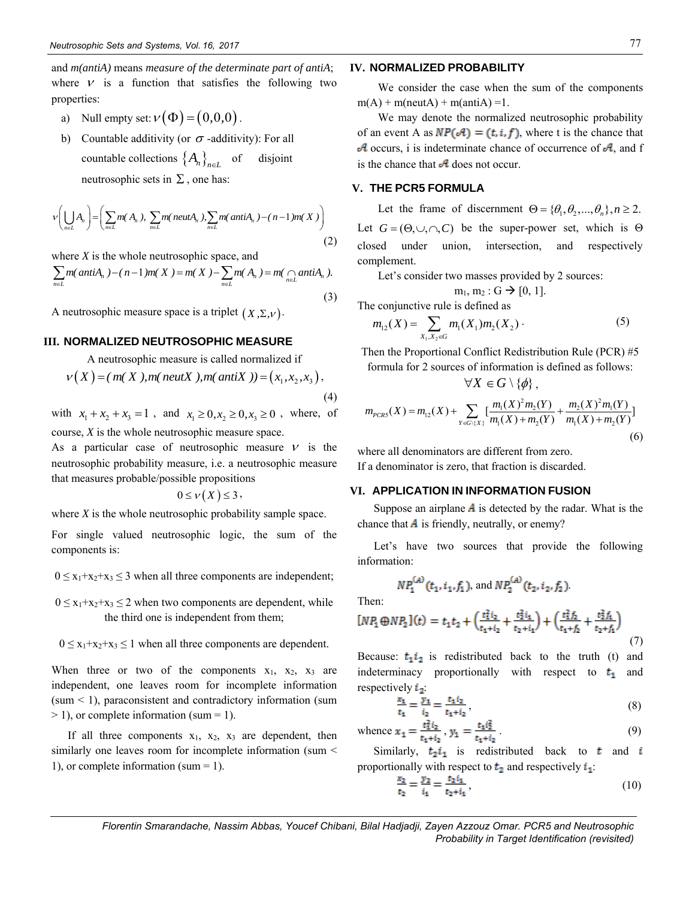and *m(antiA)* means *measure of the determinate part of antiA*; where $\nu$ is a function that satisfies the following two properties:

a) Null empty set: $\nu(\Phi) = (0,0,0)$.

b) Countable additivity (or $\sigma$-additivity): For all countable collections $\{A_n\}_{n\in L}$ of disjoint neutrosophic sets in $\Sigma$, one has:

$$\nu\left(\bigcup_{n\in L} A_n\right) = \left(\sum_{n\in L} m(A_n),\ \sum_{n\in L} m(neutA_n),\sum_{n\in L} m(antiA_n) - (n-1)m(X)\right) \tag{2}$$

where *X* is the whole neutrosophic space, and

$$\sum_{n\in L} m(antiA_n) - (n-1)m(X) = m(X) - \sum_{n\in L} m(A_n) = m(\bigcap_{n\in L} antiA_n). \tag{3}$$

A neutrosophic measure space is a triplet $(X,\Sigma,\nu)$.

## III. NORMALIZED NEUTROSOPHIC MEASURE

A neutrosophic measure is called normalized if

$$\nu(X) = (m(X), m(neutX), m(antiX)) = (x_1, x_2, x_3), \tag{4}$$

with $x_1 + x_2 + x_3 = 1$, and $x_1 \geq 0, x_2 \geq 0, x_3 \geq 0$, where, of course, *X* is the whole neutrosophic measure space.

As a particular case of neutrosophic measure $\nu$ is the neutrosophic probability measure, i.e. a neutrosophic measure that measures probable/possible propositions

$$0 \leq \nu(X) \leq 3,$$

where *X* is the whole neutrosophic probability sample space.

For single valued neutrosophic logic, the sum of the components is:

$0 \leq x_1+x_2+x_3 \leq 3$ when all three components are independent;

$0 \leq x_1+x_2+x_3 \leq 2$ when two components are dependent, while the third one is independent from them;

$0 \leq x_1+x_2+x_3 \leq 1$ when all three components are dependent.

When three or two of the components $x_1$, $x_2$, $x_3$ are independent, one leaves room for incomplete information (sum < 1), paraconsistent and contradictory information (sum > 1), or complete information (sum = 1).

If all three components $x_1$, $x_2$, $x_3$ are dependent, then similarly one leaves room for incomplete information (sum < 1), or complete information (sum = 1).

## IV. NORMALIZED PROBABILITY

We consider the case when the sum of the components m(A) + m(neutA) + m(antiA) =1.

We may denote the normalized neutrosophic probability of an event A as $NP(\mathcal{A}) = (t, i, f)$, where t is the chance that $\mathcal{A}$ occurs, i is indeterminate chance of occurrence of $\mathcal{A}$, and f is the chance that $\mathcal{A}$ does not occur.

## V. THE PCR5 FORMULA

Let the frame of discernment $\Theta = \{\theta_1, \theta_2, ..., \theta_n\}, n \geq 2$. Let $G = (\Theta, \cup, \cap, C)$ be the super-power set, which is $\Theta$ closed under union, intersection, and respectively complement.

Let's consider two masses provided by 2 sources:

$$m_1, m_2 : G \rightarrow [0, 1].$$

The conjunctive rule is defined as

$$m_{12}(X) = \sum_{X_1, X_2 \in G} m_1(X_1) m_2(X_2). \tag{5}$$

Then the Proportional Conflict Redistribution Rule (PCR) #5 formula for 2 sources of information is defined as follows:

$$\forall X \in G \setminus \{\phi\},$$

$$m_{PCR5}(X) = m_{12}(X) + \sum_{Y \in G\setminus\{X\}} \left[\frac{m_1(X)^2 m_2(Y)}{m_1(X) + m_2(Y)} + \frac{m_2(X)^2 m_1(Y)}{m_1(X) + m_2(Y)}\right] \tag{6}$$

where all denominators are different from zero.
If a denominator is zero, that fraction is discarded.

## VI. APPLICATION IN INFORMATION FUSION

Suppose an airplane $\mathcal{A}$ is detected by the radar. What is the chance that $\mathcal{A}$ is friendly, neutrally, or enemy?

Let's have two sources that provide the following information:

$$NP_1^{(\mathcal{A})}(t_1, i_1, f_1), \text{ and } NP_2^{(\mathcal{A})}(t_2, i_2, f_2).$$

Then:

$$[NP_1 \oplus NP_2](t) = t_1 t_2 + \left(\frac{t_1^2 i_2}{t_1 + i_2} + \frac{t_2^2 i_1}{t_2 + i_1}\right) + \left(\frac{t_1^2 f_2}{t_1 + f_2} + \frac{t_2^2 f_1}{t_2 + f_1}\right) \tag{7}$$

Because: $t_1 i_2$ is redistributed back to the truth (t) and indeterminacy proportionally with respect to $t_1$ and respectively $i_2$:

$$\frac{x_1}{t_1} = \frac{y_1}{i_2} = \frac{t_1 i_2}{t_1 + i_2}, \tag{8}$$

whence $x_1 = \frac{t_1^2 i_2}{t_1 + i_2}$, $y_1 = \frac{t_1 i_2^2}{t_1 + i_2}$. (9)

Similarly, $t_2 i_1$ is redistributed back to $t$ and $i$ proportionally with respect to $t_2$ and respectively $i_1$:

$$\frac{x_2}{t_2} = \frac{y_2}{i_1} = \frac{t_2 i_1}{t_2 + i_1}, \tag{10}$$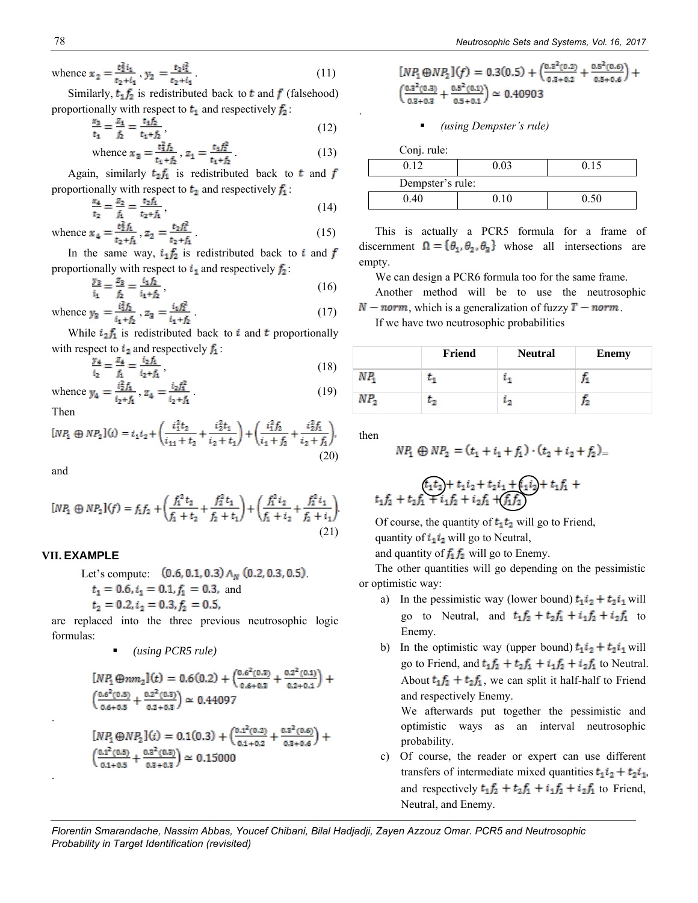whence $x_2 = \frac{t_2^2 i_1}{t_2+i_1}$, $y_2 = \frac{t_2 i_1^2}{t_2+i_1}$. (11)

Similarly, $t_1 f_2$ is redistributed back to $t$ and $f$ (falsehood) proportionally with respect to $t_1$ and respectively $f_2$:

$$\frac{x_3}{t_1} = \frac{z_1}{f_2} = \frac{t_1 f_2}{t_1+f_2}, \quad (12)$$

$$\text{whence } x_3 = \frac{t_1^2 f_2}{t_1+f_2}, \; z_1 = \frac{t_1 f_2^2}{t_1+f_2}. \quad (13)$$

Again, similarly $t_2 f_1$ is redistributed back to $t$ and $f$ proportionally with respect to $t_2$ and respectively $f_1$:

$$\frac{x_4}{t_2} = \frac{z_2}{f_1} = \frac{t_2 f_1}{t_2+f_1}, \quad (14)$$

whence $x_4 = \frac{t_2^2 f_1}{t_2+f_1}$, $z_2 = \frac{t_2 f_1^2}{t_2+f_1}$. (15)

In the same way, $i_1 f_2$ is redistributed back to $i$ and $f$ proportionally with respect to $i_1$ and respectively $f_2$:

$$\frac{y_3}{i_1} = \frac{z_3}{f_2} = \frac{i_1 f_2}{i_1+f_2}, \quad (16)$$

whence $y_3 = \frac{i_1^2 f_2}{i_1+f_2}$, $z_3 = \frac{i_1 f_2^2}{i_1+f_2}$. (17)

While $i_2 f_1$ is redistributed back to $i$ and $t$ proportionally with respect to $i_2$ and respectively $f_1$:

$$\frac{y_4}{i_2} = \frac{z_4}{f_1} = \frac{i_2 f_1}{i_2+f_1}, \quad (18)$$

whence $y_4 = \frac{i_2^2 f_1}{i_2+f_1}$, $z_4 = \frac{i_2 f_1^2}{i_2+f_1}$. (19)

Then

$$[NP_1 \oplus NP_2](i) = i_1 i_2 + \left(\frac{i_1^2 t_2}{i_{11}+t_2} + \frac{i_2^2 t_1}{i_2+t_1}\right) + \left(\frac{i_1^2 f_2}{i_1+f_2} + \frac{i_2^2 f_1}{i_2+f_1}\right), \quad (20)$$

and

$$[NP_1 \oplus NP_2](f) = f_1 f_2 + \left(\frac{f_1^2 t_2}{f_1+t_2} + \frac{f_2^2 t_1}{f_2+t_1}\right) + \left(\frac{f_1^2 i_2}{f_1+i_2} + \frac{f_2^2 i_1}{f_2+i_1}\right). \quad (21)$$

## VII. EXAMPLE

Let's compute: $(0.6, 0.1, 0.3) \wedge_N (0.2, 0.3, 0.5)$.

$t_1 = 0.6, i_1 = 0.1, f_1 = 0.3$, and

$t_2 = 0.2, i_2 = 0.3, f_2 = 0.5$,

are replaced into the three previous neutrosophic logic formulas:

- *(using PCR5 rule)*

$$[NP_1 \oplus nm_2](t) = 0.6(0.2) + \left(\frac{0.6^2(0.3)}{0.6+0.3} + \frac{0.2^2(0.1)}{0.2+0.1}\right) + \left(\frac{0.6^2(0.5)}{0.6+0.5} + \frac{0.2^2(0.3)}{0.2+0.3}\right) \simeq 0.44097$$

.

$$[NP_1 \oplus NP_2](i) = 0.1(0.3) + \left(\frac{0.1^2(0.2)}{0.1+0.2} + \frac{0.3^2(0.6)}{0.3+0.6}\right) + \left(\frac{0.1^2(0.5)}{0.1+0.5} + \frac{0.3^2(0.3)}{0.3+0.3}\right) \simeq 0.15000$$

.

$$[NP_1 \oplus NP_2](f) = 0.3(0.5) + \left(\frac{0.3^2(0.2)}{0.3+0.2} + \frac{0.5^2(0.6)}{0.5+0.6}\right) + \left(\frac{0.3^2(0.3)}{0.3+0.3} + \frac{0.5^2(0.1)}{0.5+0.1}\right) \simeq 0.40903$$

.

- *(using Dempster's rule)*

| Conj. rule: | | |
|---|---|---|
| 0.12 | 0.03 | 0.15 |
| **Dempster's rule:** | | |
| 0.40 | 0.10 | 0.50 |

This is actually a PCR5 formula for a frame of discernment $\Omega = \{\theta_1, \theta_2, \theta_3\}$ whose all intersections are empty.

We can design a PCR6 formula too for the same frame.

Another method will be to use the neutrosophic $N-norm$, which is a generalization of fuzzy $T-norm$.

If we have two neutrosophic probabilities

| | Friend | Neutral | Enemy |
|---|---|---|---|
| $NP_1$ | $t_1$ | $i_1$ | $f_1$ |
| $NP_2$ | $t_2$ | $i_2$ | $f_2$ |

then

$$NP_1 \oplus NP_2 = (t_1 + i_1 + f_1) \cdot (t_2 + i_2 + f_2) =$$

$$t_1 t_2 + t_1 i_2 + t_2 i_1 + i_1 i_2 + t_1 f_1 + t_1 f_2 + t_2 f_1 + i_1 f_2 + i_2 f_1 + f_1 f_2$$

Of course, the quantity of $t_1 t_2$ will go to Friend,

quantity of $i_1 i_2$ will go to Neutral,

and quantity of $f_1 f_2$ will go to Enemy.

The other quantities will go depending on the pessimistic or optimistic way:

a) In the pessimistic way (lower bound) $t_1 i_2 + t_2 i_1$ will go to Neutral, and $t_1 f_2 + t_2 f_1 + i_1 f_2 + i_2 f_1$ to Enemy.

b) In the optimistic way (upper bound) $t_1 i_2 + t_2 i_1$ will go to Friend, and $t_1 f_2 + t_2 f_1 + i_1 f_2 + i_2 f_1$ to Neutral. About $t_1 f_2 + t_2 f_1$, we can split it half-half to Friend and respectively Enemy.

We afterwards put together the pessimistic and optimistic ways as an interval neutrosophic probability.

c) Of course, the reader or expert can use different transfers of intermediate mixed quantities $t_1 i_2 + t_2 i_1$, and respectively $t_1 f_2 + t_2 f_1 + i_1 f_2 + i_2 f_1$ to Friend, Neutral, and Enemy.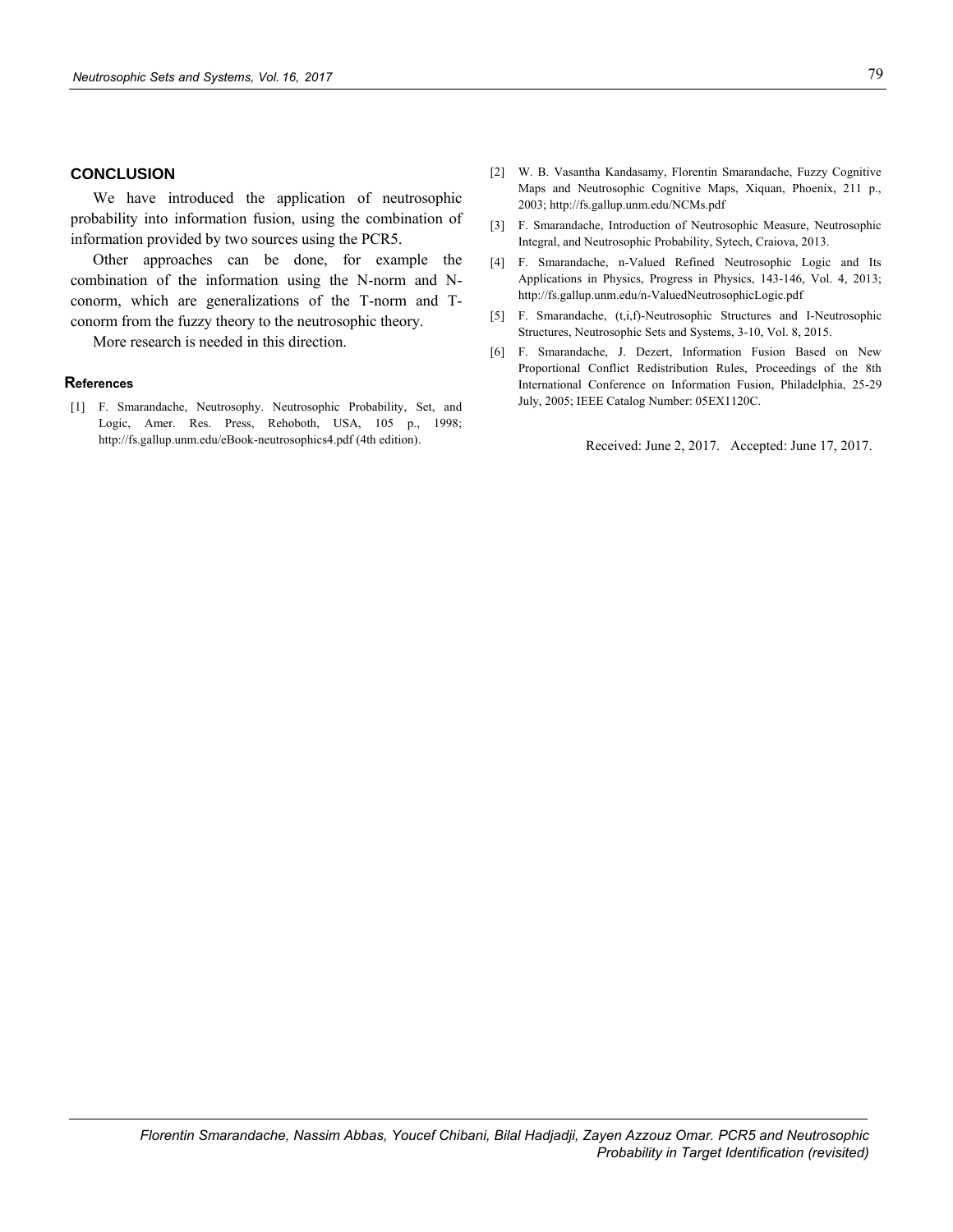## CONCLUSION

We have introduced the application of neutrosophic probability into information fusion, using the combination of information provided by two sources using the PCR5.

Other approaches can be done, for example the combination of the information using the N-norm and N-conorm, which are generalizations of the T-norm and T-conorm from the fuzzy theory to the neutrosophic theory.

More research is needed in this direction.

## References

[1] F. Smarandache, Neutrosophy. Neutrosophic Probability, Set, and Logic, Amer. Res. Press, Rehoboth, USA, 105 p., 1998; http://fs.gallup.unm.edu/eBook-neutrosophics4.pdf (4th edition).

[2] W. B. Vasantha Kandasamy, Florentin Smarandache, Fuzzy Cognitive Maps and Neutrosophic Cognitive Maps, Xiquan, Phoenix, 211 p., 2003; http://fs.gallup.unm.edu/NCMs.pdf

[3] F. Smarandache, Introduction of Neutrosophic Measure, Neutrosophic Integral, and Neutrosophic Probability, Sytech, Craiova, 2013.

[4] F. Smarandache, n-Valued Refined Neutrosophic Logic and Its Applications in Physics, Progress in Physics, 143-146, Vol. 4, 2013; http://fs.gallup.unm.edu/n-ValuedNeutrosophicLogic.pdf

[5] F. Smarandache, (t,i,f)-Neutrosophic Structures and I-Neutrosophic Structures, Neutrosophic Sets and Systems, 3-10, Vol. 8, 2015.

[6] F. Smarandache, J. Dezert, Information Fusion Based on New Proportional Conflict Redistribution Rules, Proceedings of the 8th International Conference on Information Fusion, Philadelphia, 25-29 July, 2005; IEEE Catalog Number: 05EX1120C.

Received: June 2, 2017. Accepted: June 17, 2017.